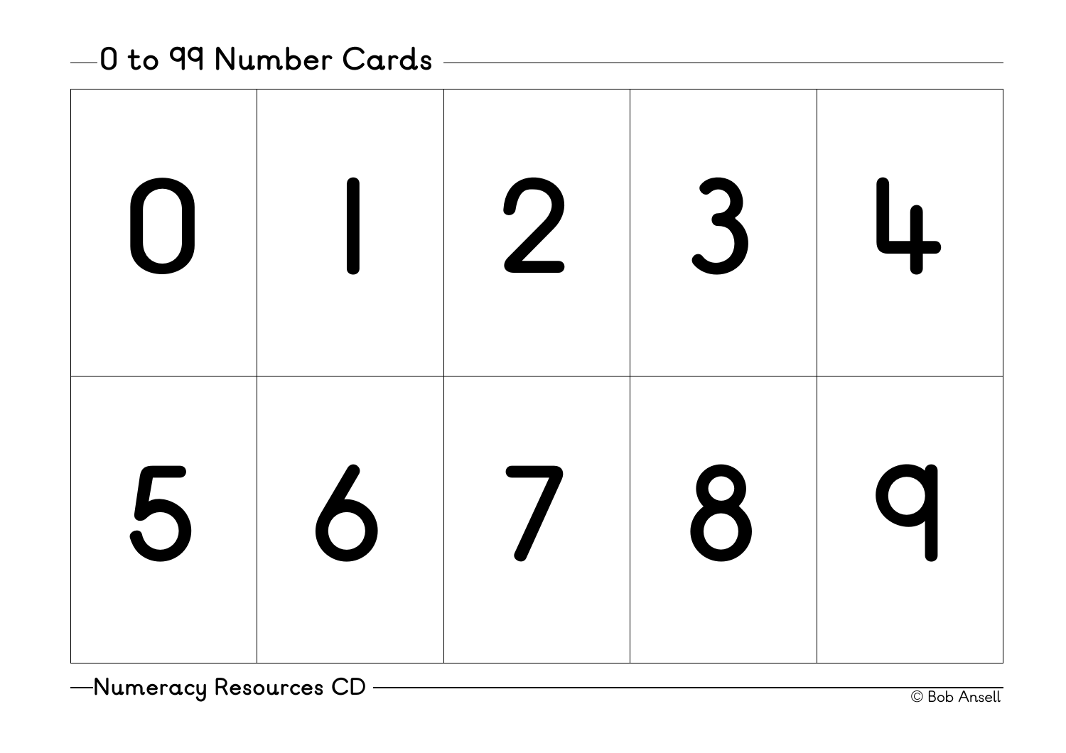# 0 to 99 Number Cards

| | | | | |
|---|---|---|---|---|
| 0 | 1 | 2 | 3 | 4 |
| 5 | 6 | 7 | 8 | 9 |

Numeracy Resources CD

© Bob Ansell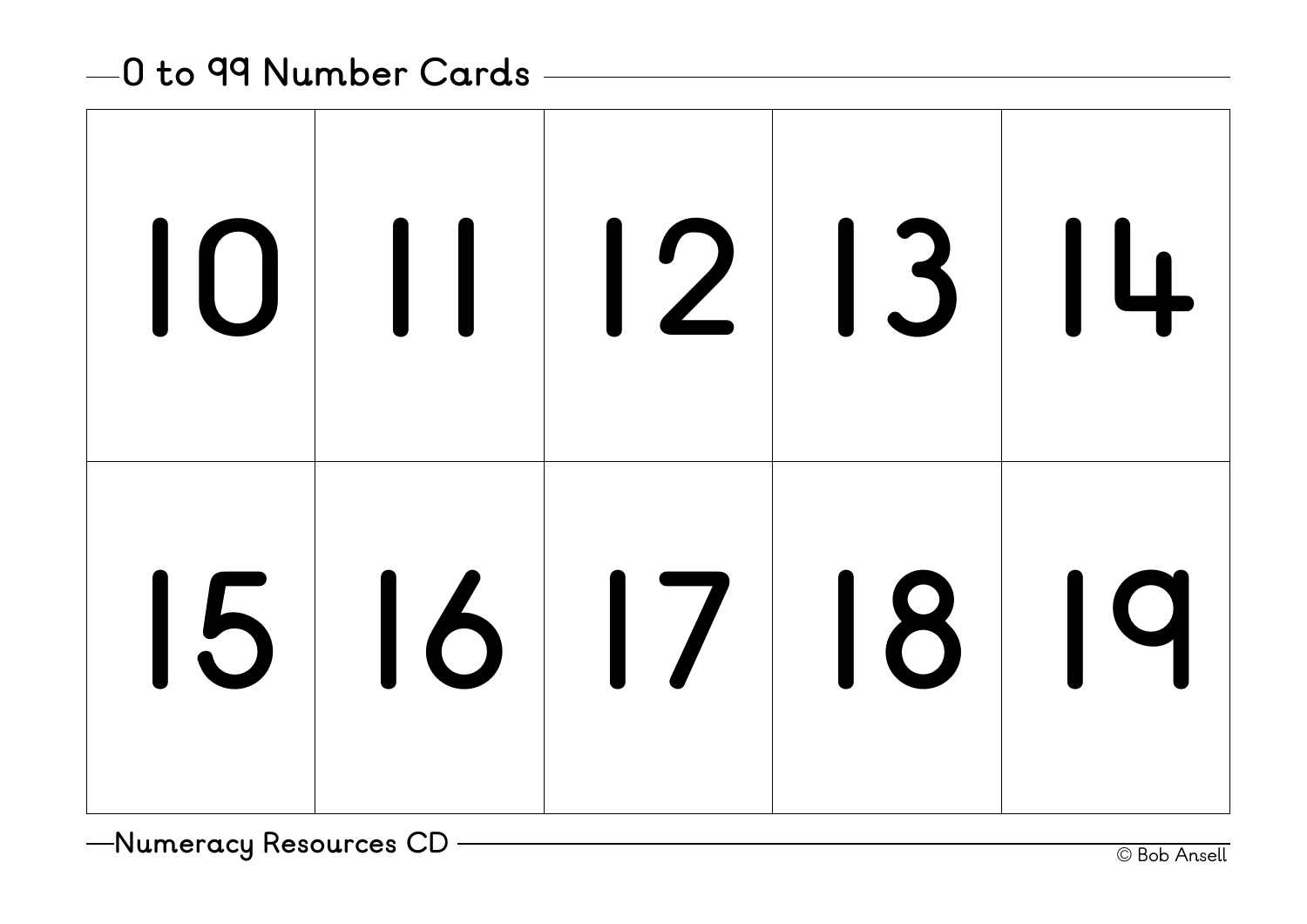## 0 to 99 Number Cards

| | | | | |
|---|---|---|---|---|
| 10 | 11 | 12 | 13 | 14 |
| 15 | 16 | 17 | 18 | 19 |

Numeracy Resources CD

© Bob Ansell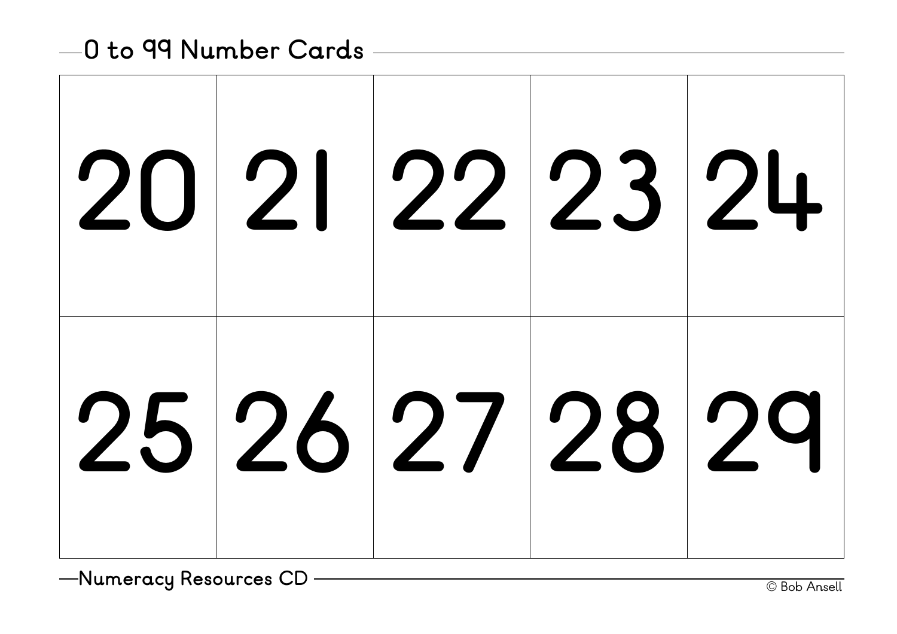# 0 to 99 Number Cards

| | | | | |
|---|---|---|---|---|
| 20 | 21 | 22 | 23 | 24 |
| 25 | 26 | 27 | 28 | 29 |

Numeracy Resources CD

© Bob Ansell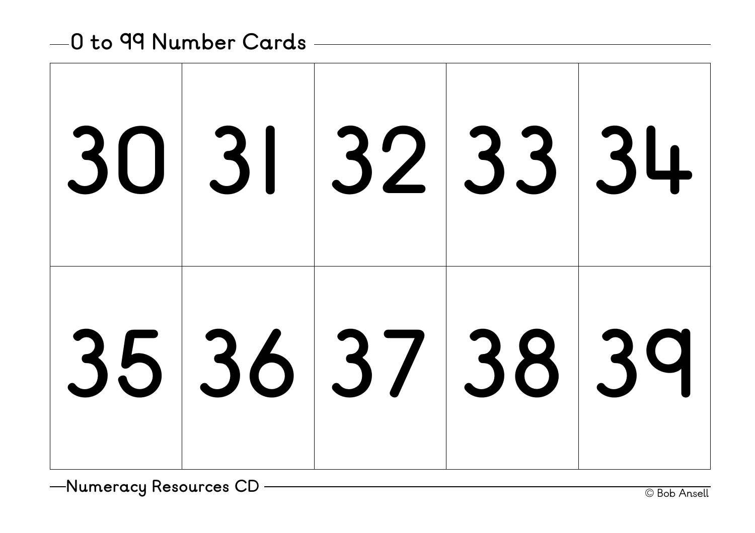## 0 to 99 Number Cards

| | | | | |
|---|---|---|---|---|
| 30 | 31 | 32 | 33 | 34 |
| 35 | 36 | 37 | 38 | 39 |

Numeracy Resources CD

© Bob Ansell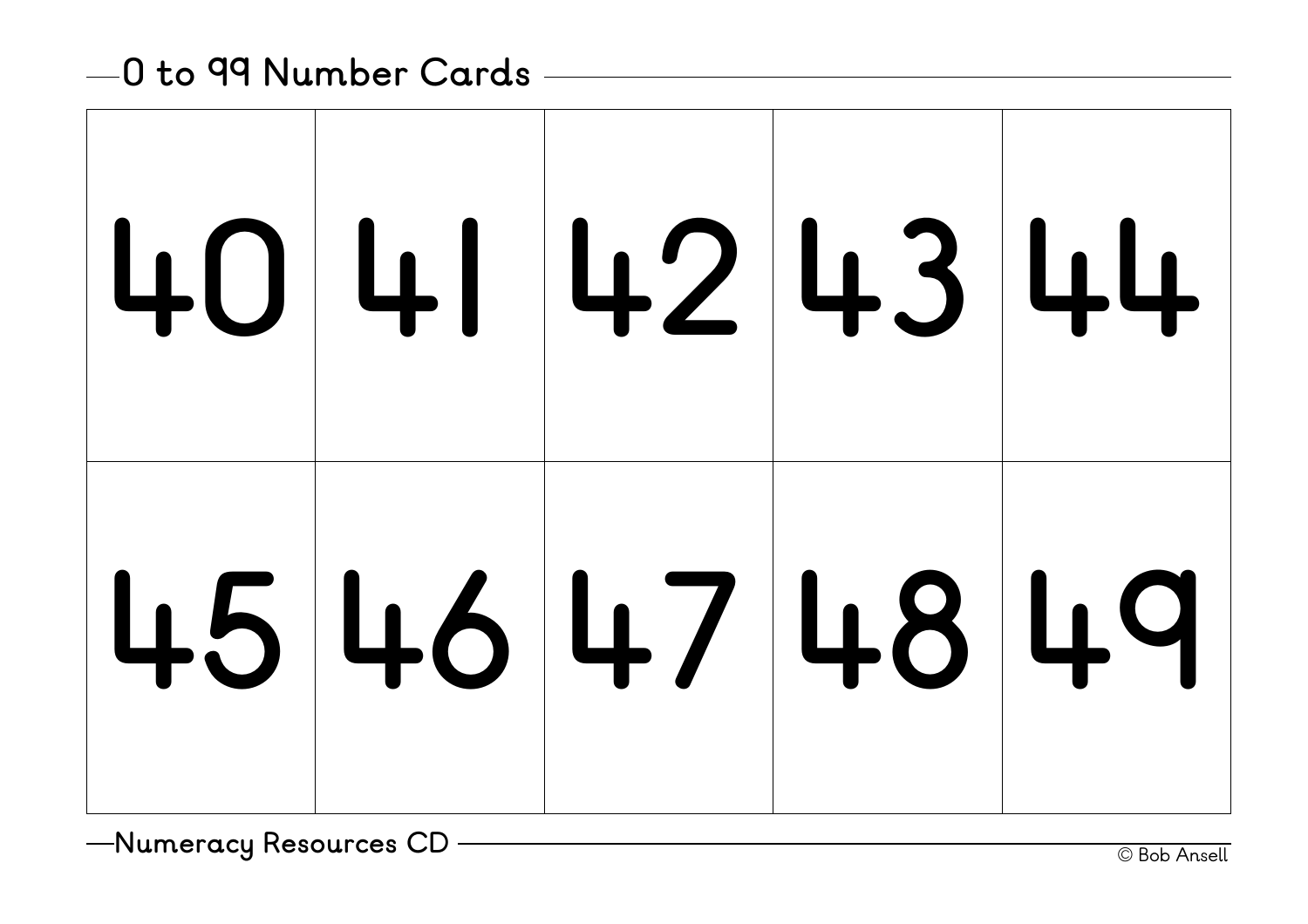## 0 to 99 Number Cards

| 40 | 41 | 42 | 43 | 44 |
|---|---|---|---|---|
| 45 | 46 | 47 | 48 | 49 |

Numeracy Resources CD

© Bob Ansell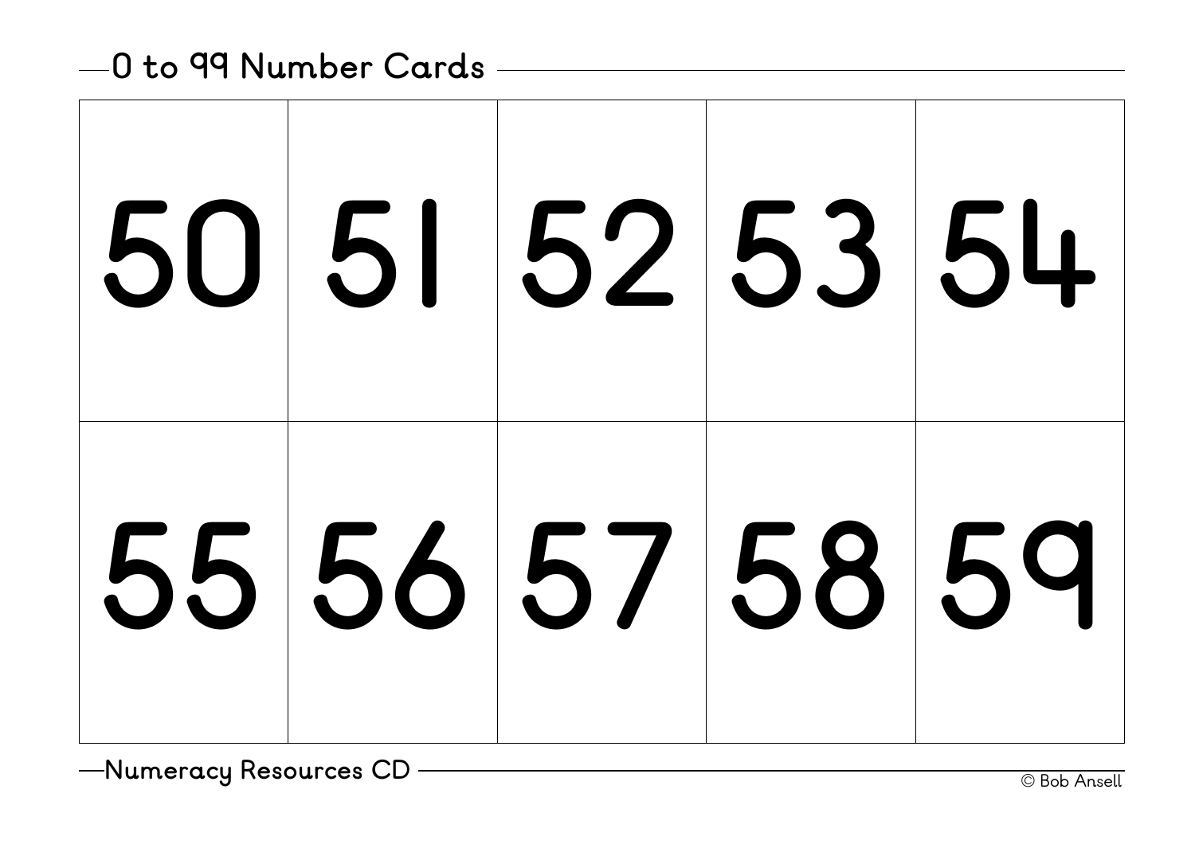## 0 to 99 Number Cards

| | | | | |
|---|---|---|---|---|
| 50 | 51 | 52 | 53 | 54 |
| 55 | 56 | 57 | 58 | 59 |

Numeracy Resources CD

© Bob Ansell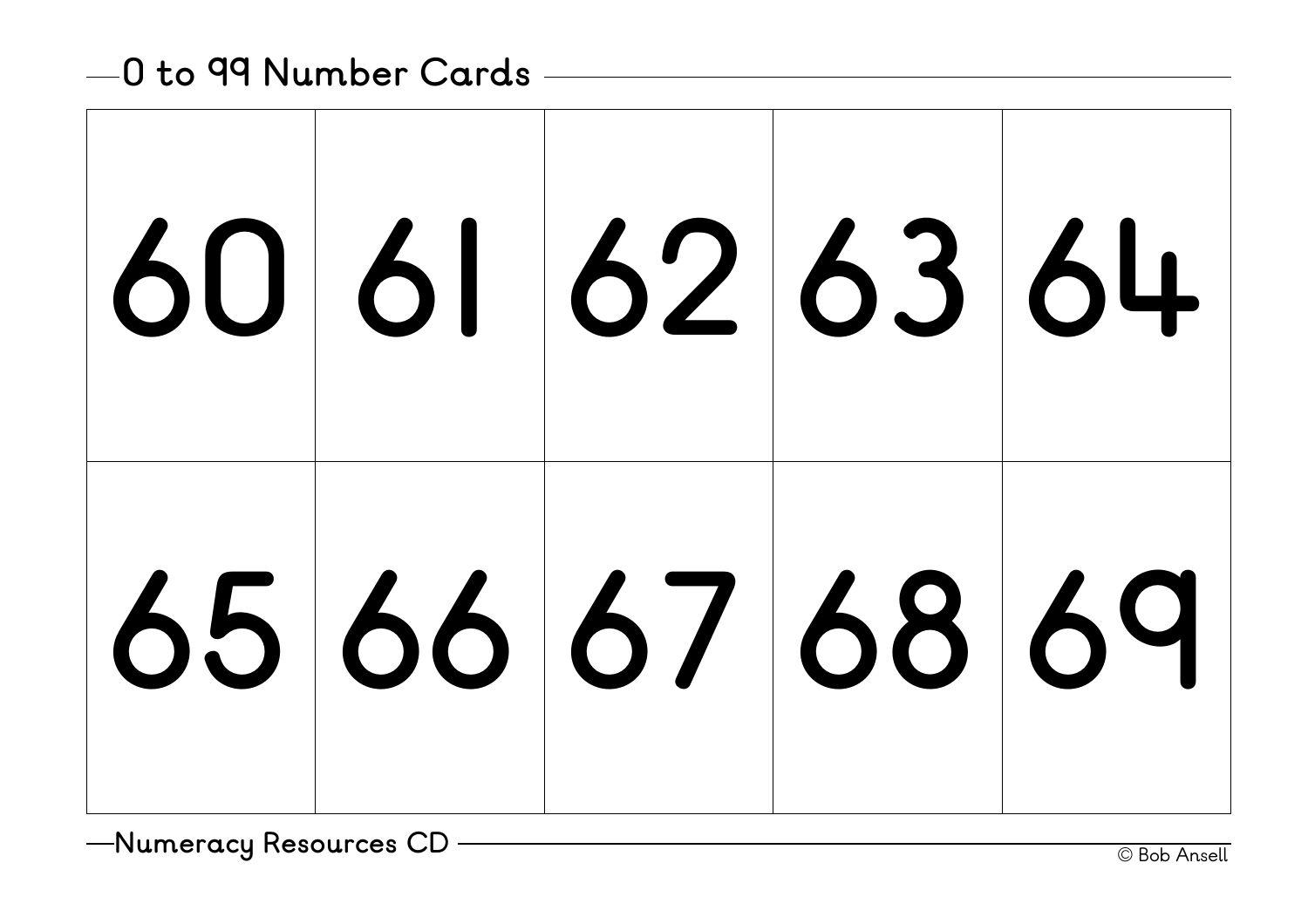# 0 to 99 Number Cards

| | | | | |
|---|---|---|---|---|
| 60 | 61 | 62 | 63 | 64 |
| 65 | 66 | 67 | 68 | 69 |

Numeracy Resources CD

© Bob Ansell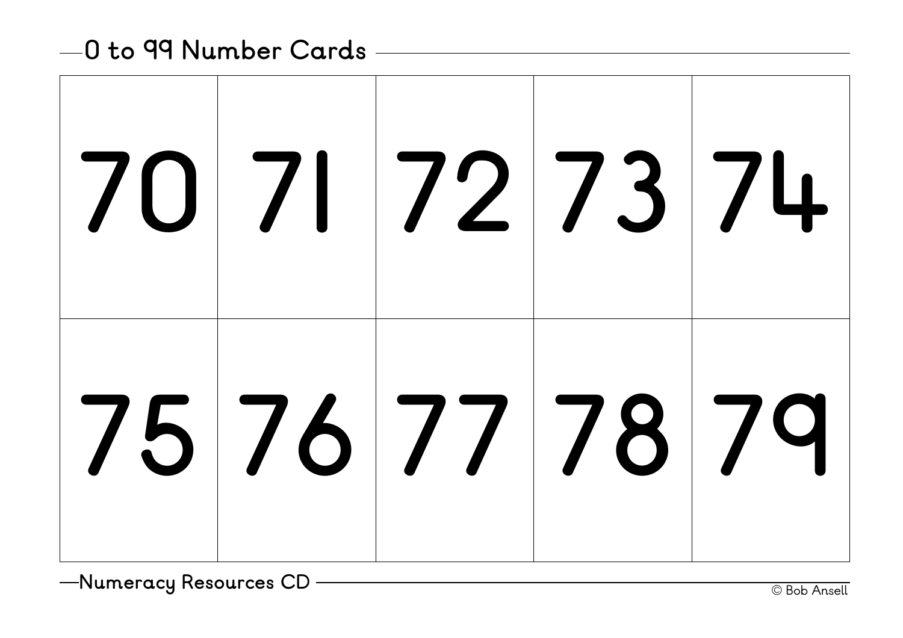## 0 to 99 Number Cards

| | | | | |
|---|---|---|---|---|
| 70 | 71 | 72 | 73 | 74 |
| 75 | 76 | 77 | 78 | 79 |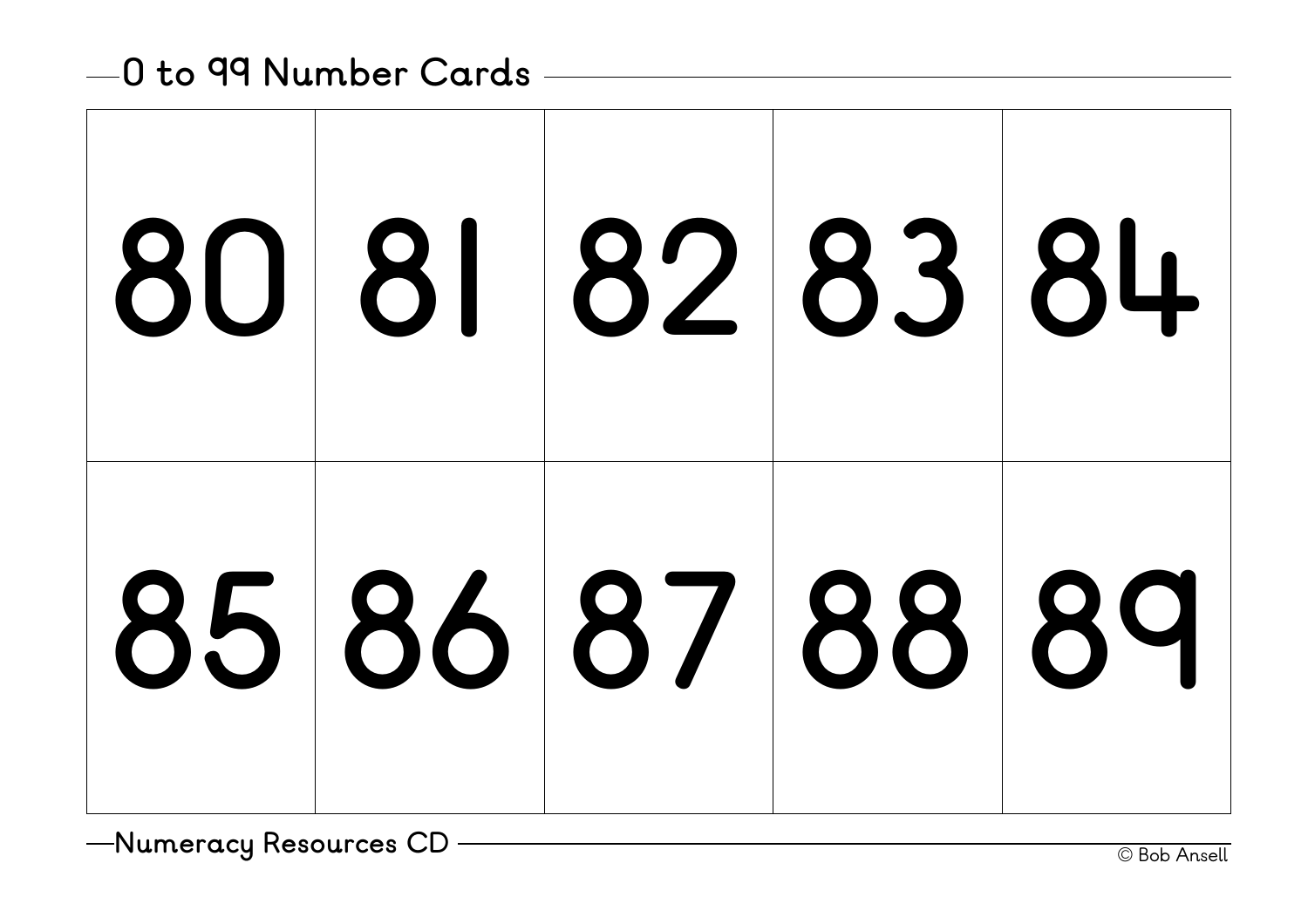# 0 to 99 Number Cards

| | | | | |
|---|---|---|---|---|
| 80 | 81 | 82 | 83 | 84 |
| 85 | 86 | 87 | 88 | 89 |

Numeracy Resources CD

© Bob Ansell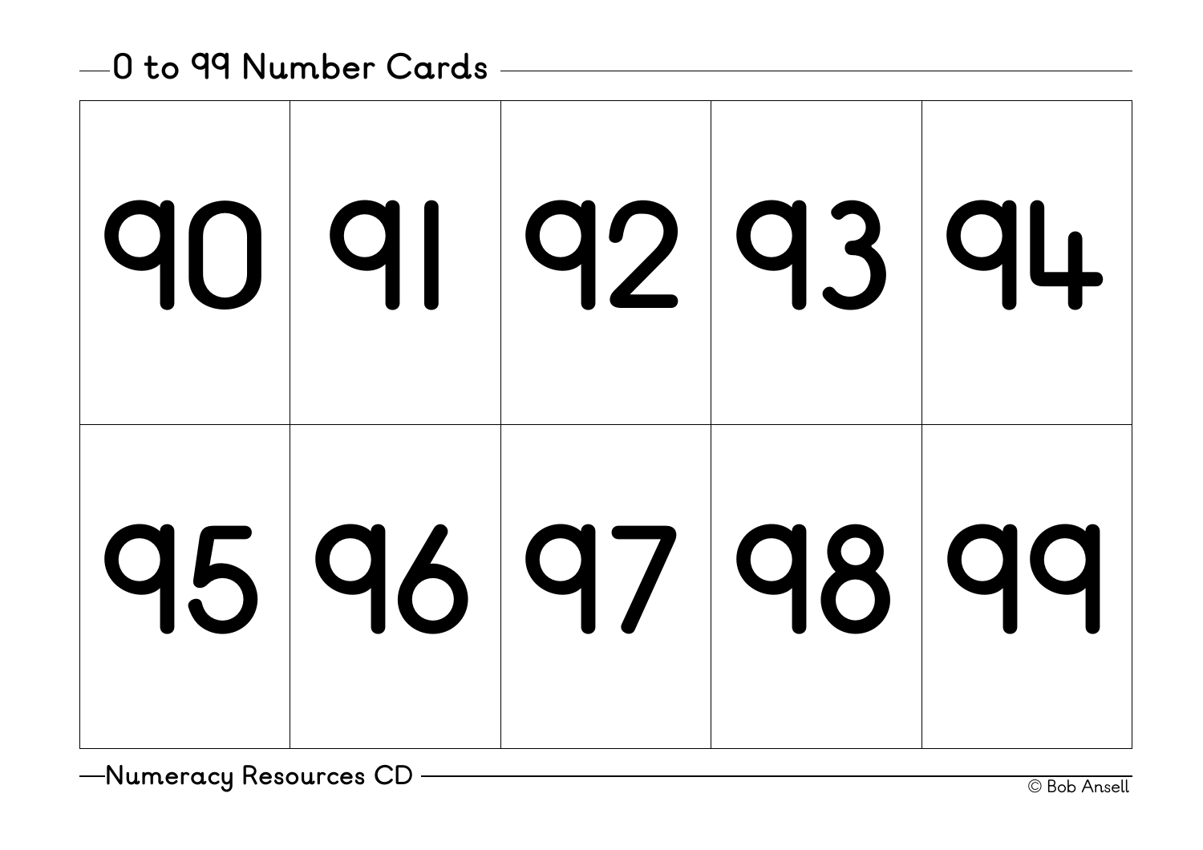# 0 to 99 Number Cards

| | | | | |
|---|---|---|---|---|
| 90 | 91 | 92 | 93 | 94 |
| 95 | 96 | 97 | 98 | 99 |

Numeracy Resources CD

© Bob Ansell